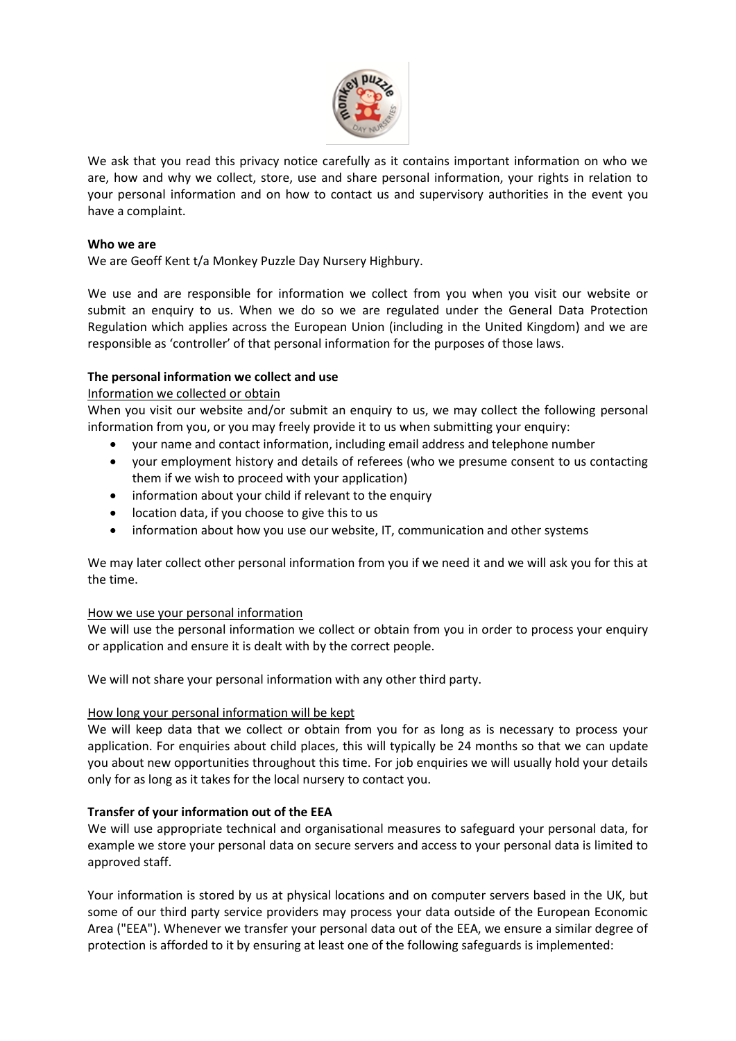We ask that you read this privacy notice carefully as it contains important information on who we are, how and why we collect, store, use and share personal information, your rights in relation to your personal information and on how to contact us and supervisory authorities in the event you have a complaint.

**Who we are**

We are Geoff Kent t/a Monkey Puzzle Day Nursery Highbury.

We use and are responsible for information we collect from you when you visit our website or submit an enquiry to us. When we do so we are regulated under the General Data Protection Regulation which applies across the European Union (including in the United Kingdom) and we are responsible as 'controller' of that personal information for the purposes of those laws.

**The personal information we collect and use**

<u>Information we collected or obtain</u>

When you visit our website and/or submit an enquiry to us, we may collect the following personal information from you, or you may freely provide it to us when submitting your enquiry:

- your name and contact information, including email address and telephone number
- your employment history and details of referees (who we presume consent to us contacting them if we wish to proceed with your application)
- information about your child if relevant to the enquiry
- location data, if you choose to give this to us
- information about how you use our website, IT, communication and other systems

We may later collect other personal information from you if we need it and we will ask you for this at the time.

<u>How we use your personal information</u>

We will use the personal information we collect or obtain from you in order to process your enquiry or application and ensure it is dealt with by the correct people.

We will not share your personal information with any other third party.

<u>How long your personal information will be kept</u>

We will keep data that we collect or obtain from you for as long as is necessary to process your application. For enquiries about child places, this will typically be 24 months so that we can update you about new opportunities throughout this time. For job enquiries we will usually hold your details only for as long as it takes for the local nursery to contact you.

**Transfer of your information out of the EEA**

We will use appropriate technical and organisational measures to safeguard your personal data, for example we store your personal data on secure servers and access to your personal data is limited to approved staff.

Your information is stored by us at physical locations and on computer servers based in the UK, but some of our third party service providers may process your data outside of the European Economic Area ("EEA"). Whenever we transfer your personal data out of the EEA, we ensure a similar degree of protection is afforded to it by ensuring at least one of the following safeguards is implemented: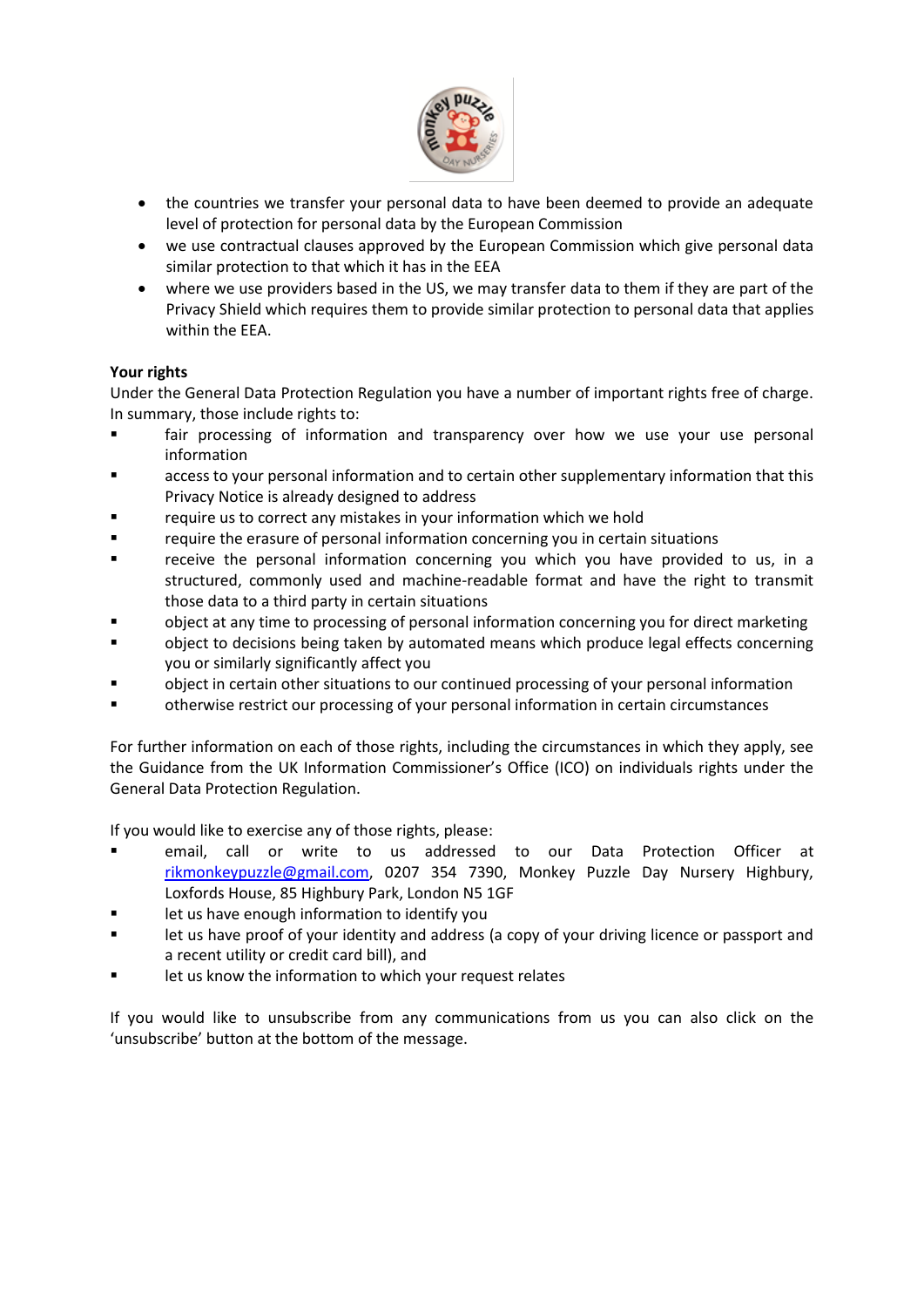- the countries we transfer your personal data to have been deemed to provide an adequate level of protection for personal data by the European Commission
- we use contractual clauses approved by the European Commission which give personal data similar protection to that which it has in the EEA
- where we use providers based in the US, we may transfer data to them if they are part of the Privacy Shield which requires them to provide similar protection to personal data that applies within the EEA.

**Your rights**

Under the General Data Protection Regulation you have a number of important rights free of charge. In summary, those include rights to:

- fair processing of information and transparency over how we use your use personal information
- access to your personal information and to certain other supplementary information that this Privacy Notice is already designed to address
- require us to correct any mistakes in your information which we hold
- require the erasure of personal information concerning you in certain situations
- receive the personal information concerning you which you have provided to us, in a structured, commonly used and machine-readable format and have the right to transmit those data to a third party in certain situations
- object at any time to processing of personal information concerning you for direct marketing
- object to decisions being taken by automated means which produce legal effects concerning you or similarly significantly affect you
- object in certain other situations to our continued processing of your personal information
- otherwise restrict our processing of your personal information in certain circumstances

For further information on each of those rights, including the circumstances in which they apply, see the Guidance from the UK Information Commissioner's Office (ICO) on individuals rights under the General Data Protection Regulation.

If you would like to exercise any of those rights, please:

- email, call or write to us addressed to our Data Protection Officer at rikmonkeypuzzle@gmail.com, 0207 354 7390, Monkey Puzzle Day Nursery Highbury, Loxfords House, 85 Highbury Park, London N5 1GF
- let us have enough information to identify you
- let us have proof of your identity and address (a copy of your driving licence or passport and a recent utility or credit card bill), and
- let us know the information to which your request relates

If you would like to unsubscribe from any communications from us you can also click on the 'unsubscribe' button at the bottom of the message.